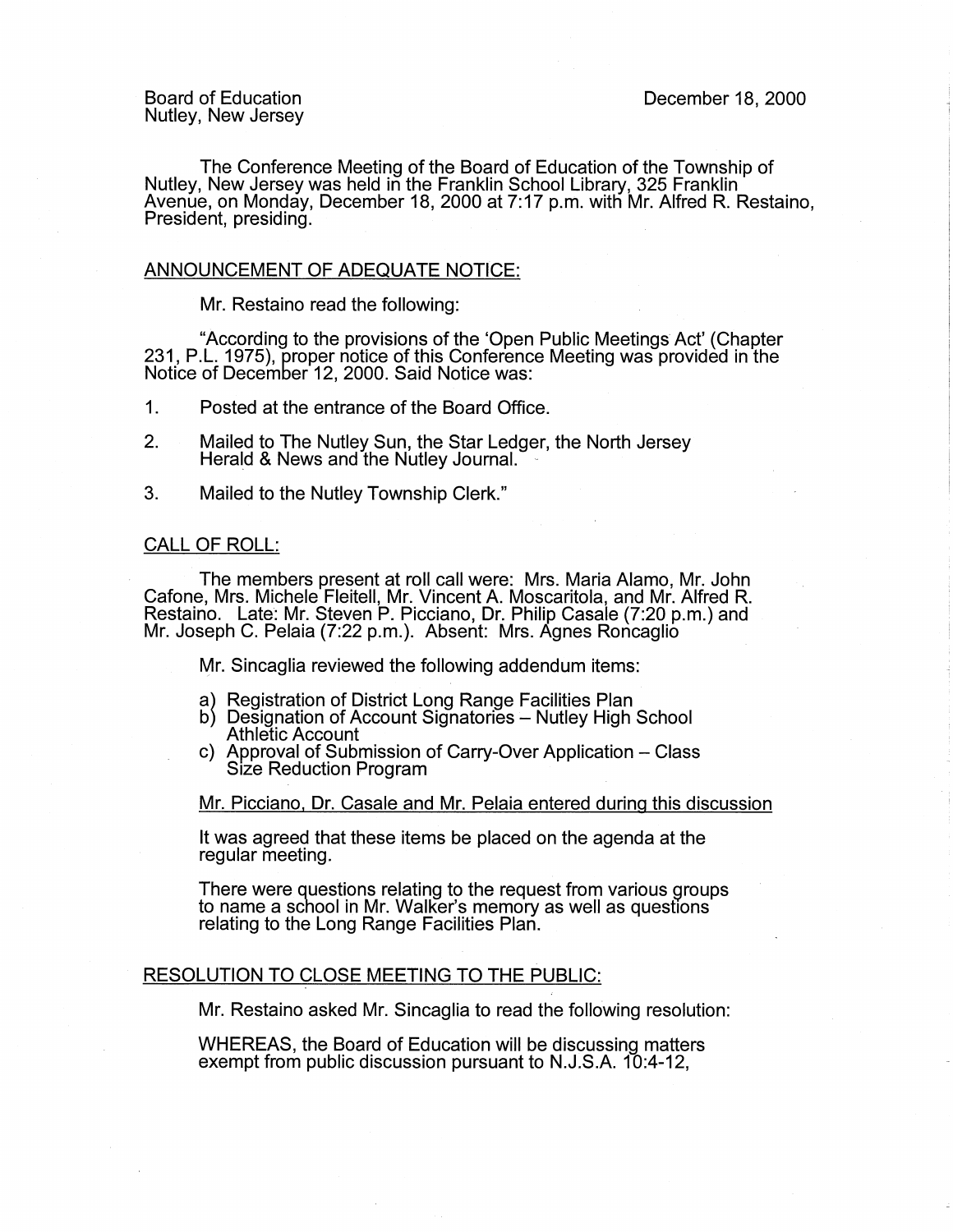Board of Education
Nutley, New Jersey

December 18, 2000

The Conference Meeting of the Board of Education of the Township of Nutley, New Jersey was held in the Franklin School Library, 325 Franklin Avenue, on Monday, December 18, 2000 at 7:17 p.m. with Mr. Alfred R. Restaino, President, presiding.

## ANNOUNCEMENT OF ADEQUATE NOTICE:

Mr. Restaino read the following:

"According to the provisions of the 'Open Public Meetings Act' (Chapter 231, P.L. 1975), proper notice of this Conference Meeting was provided in the Notice of December 12, 2000. Said Notice was:

1. Posted at the entrance of the Board Office.
2. Mailed to The Nutley Sun, the Star Ledger, the North Jersey Herald & News and the Nutley Journal.
3. Mailed to the Nutley Township Clerk."

## CALL OF ROLL:

The members present at roll call were: Mrs. Maria Alamo, Mr. John Cafone, Mrs. Michele Fleitell, Mr. Vincent A. Moscaritola, and Mr. Alfred R. Restaino. Late: Mr. Steven P. Picciano, Dr. Philip Casale (7:20 p.m.) and Mr. Joseph C. Pelaia (7:22 p.m.). Absent: Mrs. Agnes Roncaglio

Mr. Sincaglia reviewed the following addendum items:

a) Registration of District Long Range Facilities Plan
b) Designation of Account Signatories – Nutley High School Athletic Account
c) Approval of Submission of Carry-Over Application – Class Size Reduction Program

Mr. Picciano, Dr. Casale and Mr. Pelaia entered during this discussion

It was agreed that these items be placed on the agenda at the regular meeting.

There were questions relating to the request from various groups to name a school in Mr. Walker's memory as well as questions relating to the Long Range Facilities Plan.

## RESOLUTION TO CLOSE MEETING TO THE PUBLIC:

Mr. Restaino asked Mr. Sincaglia to read the following resolution:

WHEREAS, the Board of Education will be discussing matters exempt from public discussion pursuant to N.J.S.A. 10:4-12,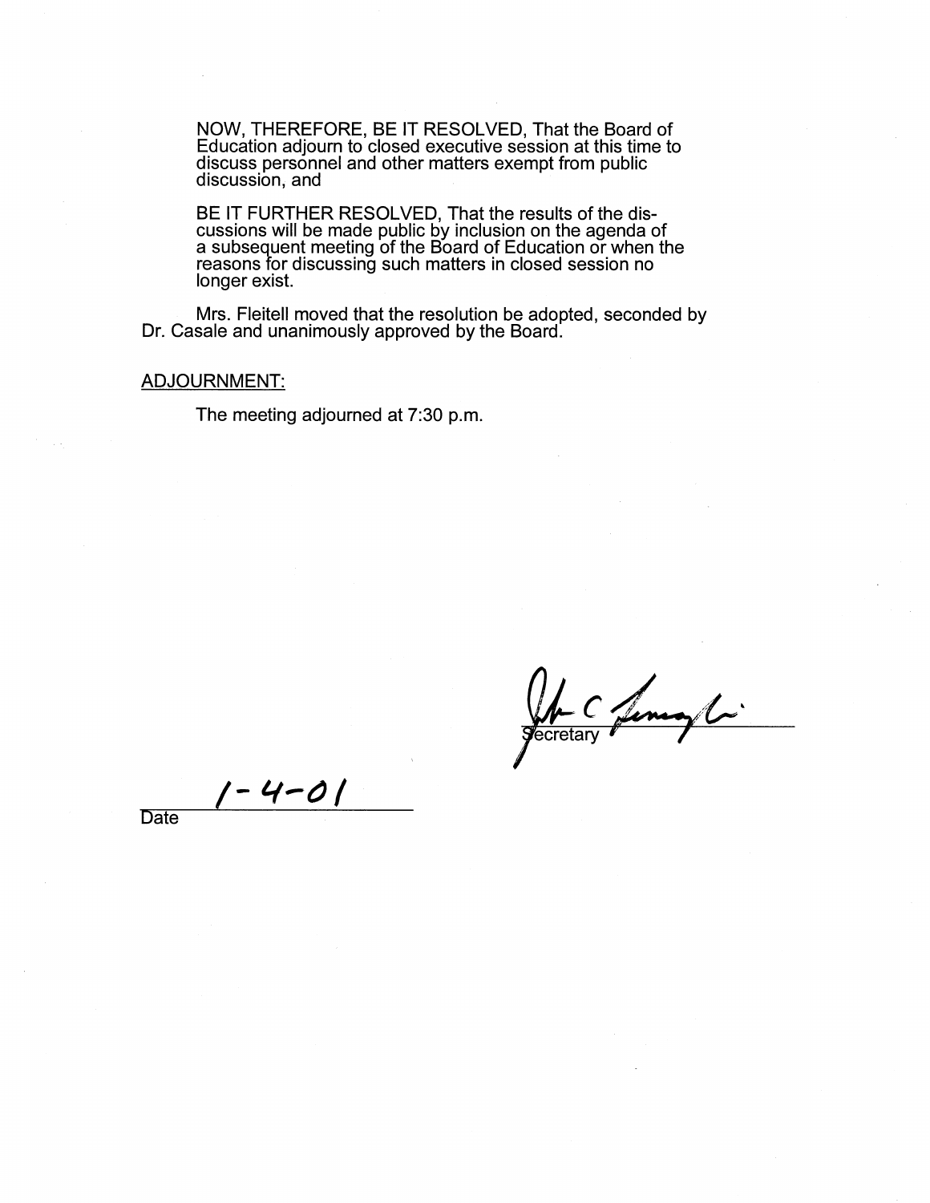NOW, THEREFORE, BE IT RESOLVED, That the Board of Education adjourn to closed executive session at this time to discuss personnel and other matters exempt from public discussion, and

BE IT FURTHER RESOLVED, That the results of the discussions will be made public by inclusion on the agenda of a subsequent meeting of the Board of Education or when the reasons for discussing such matters in closed session no longer exist.

Mrs. Fleitell moved that the resolution be adopted, seconded by Dr. Casale and unanimously approved by the Board.

ADJOURNMENT:

The meeting adjourned at 7:30 p.m.

Secretary

1-4-01

Date